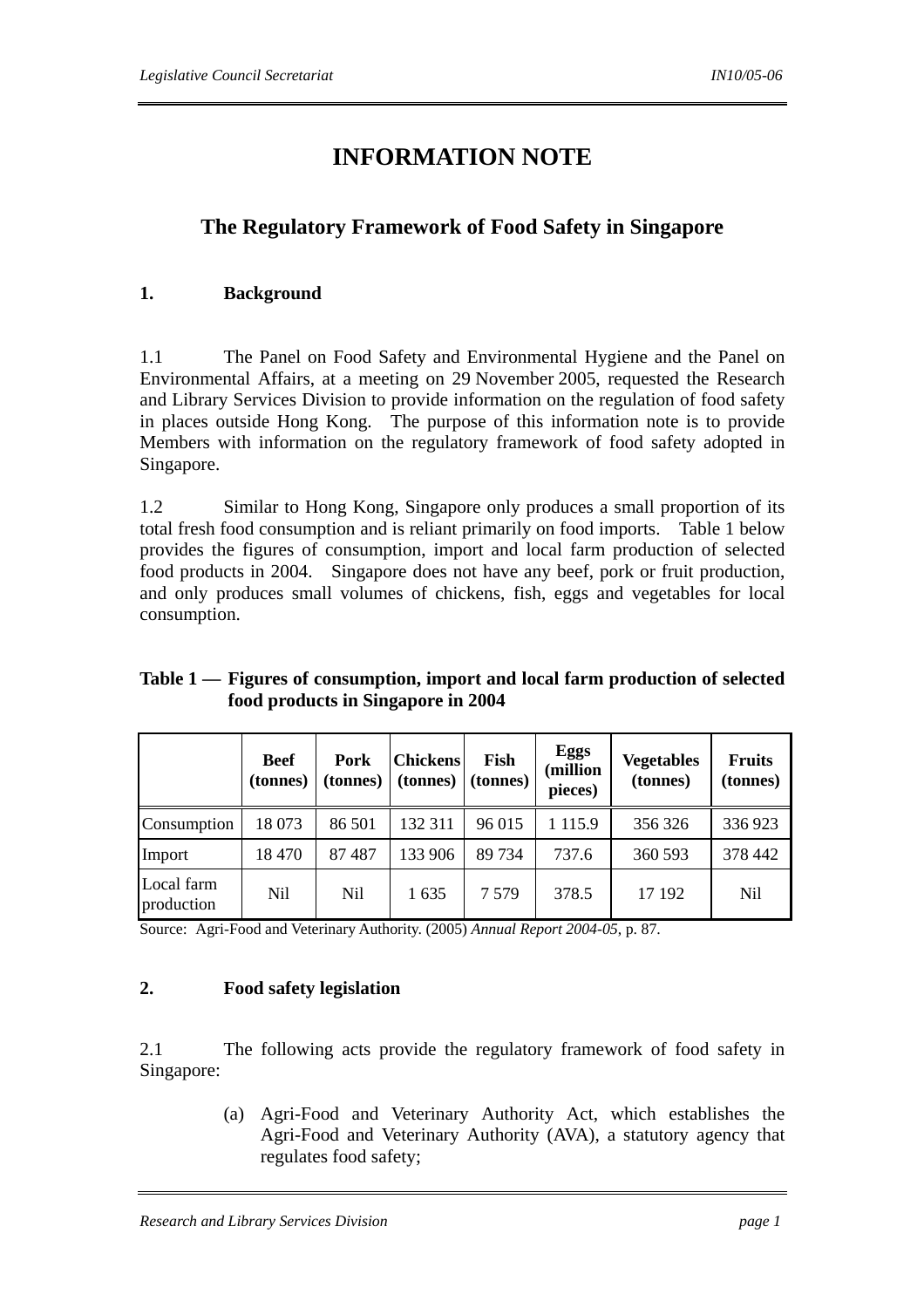# INFORMATION NOTE

## The Regulatory Framework of Food Safety in Singapore

### 1. Background

1.1 The Panel on Food Safety and Environmental Hygiene and the Panel on Environmental Affairs, at a meeting on 29 November 2005, requested the Research and Library Services Division to provide information on the regulation of food safety in places outside Hong Kong. The purpose of this information note is to provide Members with information on the regulatory framework of food safety adopted in Singapore.

1.2 Similar to Hong Kong, Singapore only produces a small proportion of its total fresh food consumption and is reliant primarily on food imports. Table 1 below provides the figures of consumption, import and local farm production of selected food products in 2004. Singapore does not have any beef, pork or fruit production, and only produces small volumes of chickens, fish, eggs and vegetables for local consumption.

**Table 1 — Figures of consumption, import and local farm production of selected food products in Singapore in 2004**

| | Beef (tonnes) | Pork (tonnes) | Chickens (tonnes) | Fish (tonnes) | Eggs (million pieces) | Vegetables (tonnes) | Fruits (tonnes) |
|---|---|---|---|---|---|---|---|
| Consumption | 18 073 | 86 501 | 132 311 | 96 015 | 1 115.9 | 356 326 | 336 923 |
| Import | 18 470 | 87 487 | 133 906 | 89 734 | 737.6 | 360 593 | 378 442 |
| Local farm production | Nil | Nil | 1 635 | 7 579 | 378.5 | 17 192 | Nil |

Source: Agri-Food and Veterinary Authority. (2005) *Annual Report 2004-05*, p. 87.

### 2. Food safety legislation

2.1 The following acts provide the regulatory framework of food safety in Singapore:

(a) Agri-Food and Veterinary Authority Act, which establishes the Agri-Food and Veterinary Authority (AVA), a statutory agency that regulates food safety;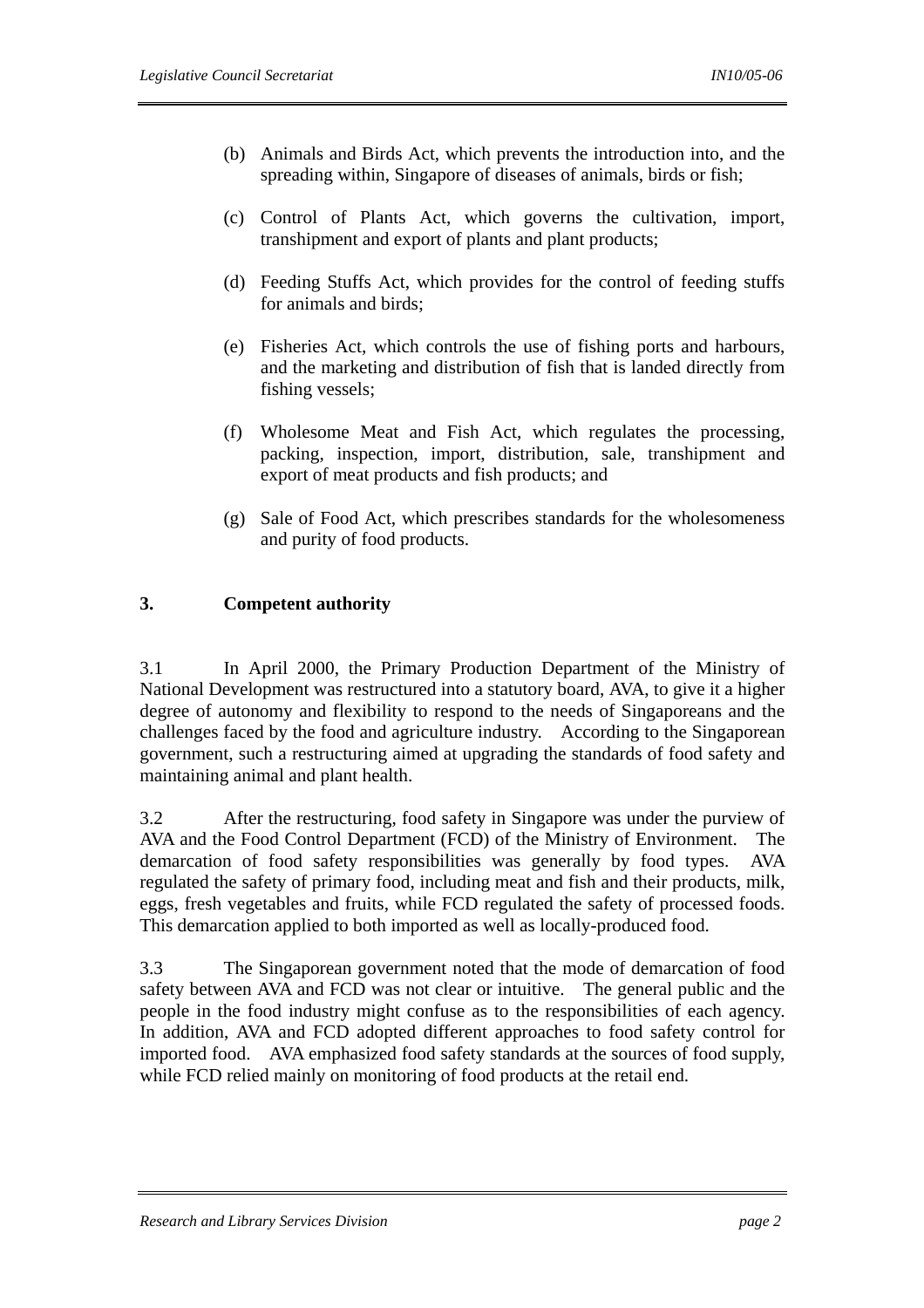(b) Animals and Birds Act, which prevents the introduction into, and the spreading within, Singapore of diseases of animals, birds or fish;

(c) Control of Plants Act, which governs the cultivation, import, transhipment and export of plants and plant products;

(d) Feeding Stuffs Act, which provides for the control of feeding stuffs for animals and birds;

(e) Fisheries Act, which controls the use of fishing ports and harbours, and the marketing and distribution of fish that is landed directly from fishing vessels;

(f) Wholesome Meat and Fish Act, which regulates the processing, packing, inspection, import, distribution, sale, transhipment and export of meat products and fish products; and

(g) Sale of Food Act, which prescribes standards for the wholesomeness and purity of food products.

## 3. Competent authority

3.1 In April 2000, the Primary Production Department of the Ministry of National Development was restructured into a statutory board, AVA, to give it a higher degree of autonomy and flexibility to respond to the needs of Singaporeans and the challenges faced by the food and agriculture industry. According to the Singaporean government, such a restructuring aimed at upgrading the standards of food safety and maintaining animal and plant health.

3.2 After the restructuring, food safety in Singapore was under the purview of AVA and the Food Control Department (FCD) of the Ministry of Environment. The demarcation of food safety responsibilities was generally by food types. AVA regulated the safety of primary food, including meat and fish and their products, milk, eggs, fresh vegetables and fruits, while FCD regulated the safety of processed foods. This demarcation applied to both imported as well as locally-produced food.

3.3 The Singaporean government noted that the mode of demarcation of food safety between AVA and FCD was not clear or intuitive. The general public and the people in the food industry might confuse as to the responsibilities of each agency. In addition, AVA and FCD adopted different approaches to food safety control for imported food. AVA emphasized food safety standards at the sources of food supply, while FCD relied mainly on monitoring of food products at the retail end.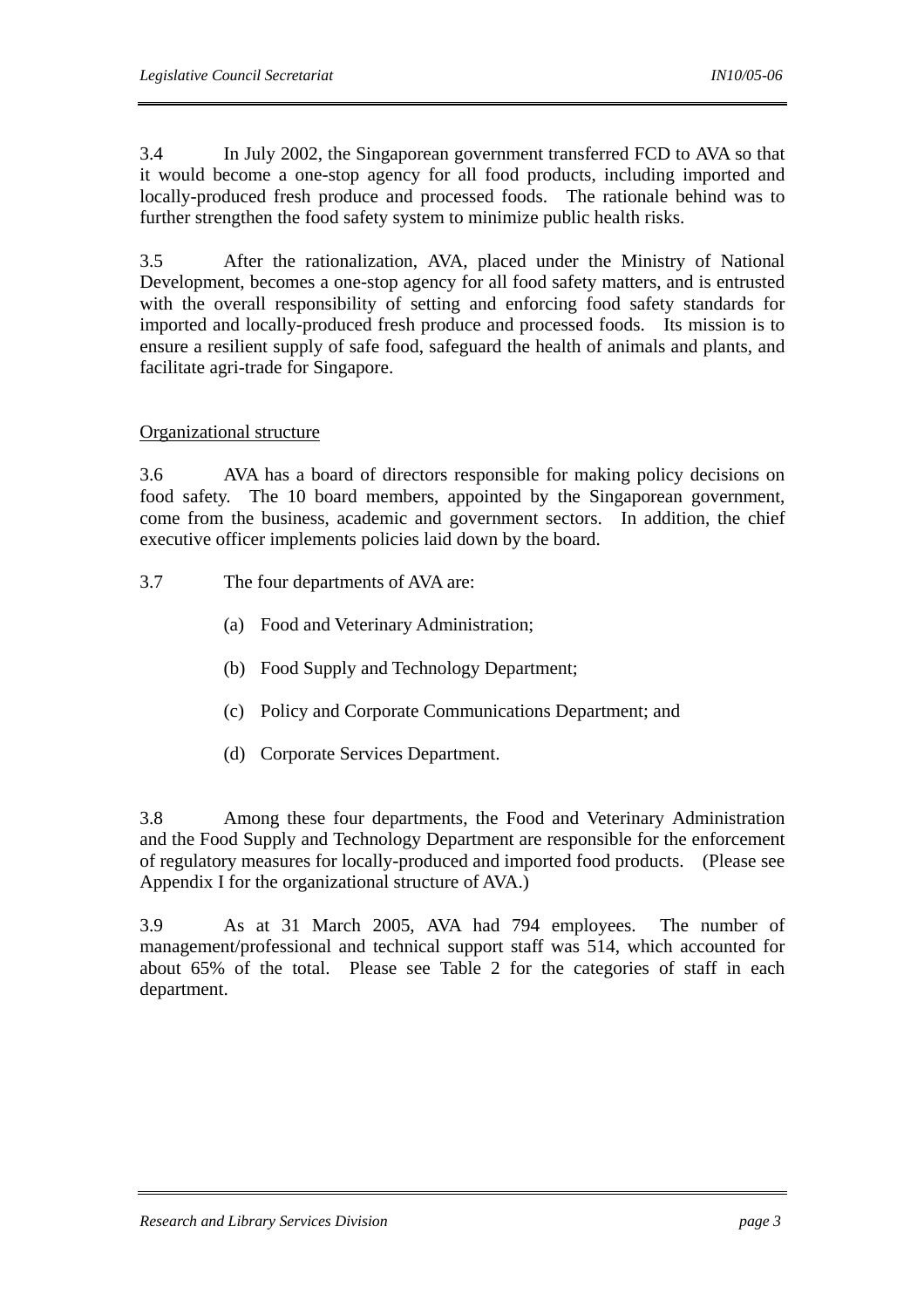3.4 In July 2002, the Singaporean government transferred FCD to AVA so that it would become a one-stop agency for all food products, including imported and locally-produced fresh produce and processed foods. The rationale behind was to further strengthen the food safety system to minimize public health risks.

3.5 After the rationalization, AVA, placed under the Ministry of National Development, becomes a one-stop agency for all food safety matters, and is entrusted with the overall responsibility of setting and enforcing food safety standards for imported and locally-produced fresh produce and processed foods. Its mission is to ensure a resilient supply of safe food, safeguard the health of animals and plants, and facilitate agri-trade for Singapore.

<u>Organizational structure</u>

3.6 AVA has a board of directors responsible for making policy decisions on food safety. The 10 board members, appointed by the Singaporean government, come from the business, academic and government sectors. In addition, the chief executive officer implements policies laid down by the board.

3.7 The four departments of AVA are:

(a) Food and Veterinary Administration;

(b) Food Supply and Technology Department;

(c) Policy and Corporate Communications Department; and

(d) Corporate Services Department.

3.8 Among these four departments, the Food and Veterinary Administration and the Food Supply and Technology Department are responsible for the enforcement of regulatory measures for locally-produced and imported food products. (Please see Appendix I for the organizational structure of AVA.)

3.9 As at 31 March 2005, AVA had 794 employees. The number of management/professional and technical support staff was 514, which accounted for about 65% of the total. Please see Table 2 for the categories of staff in each department.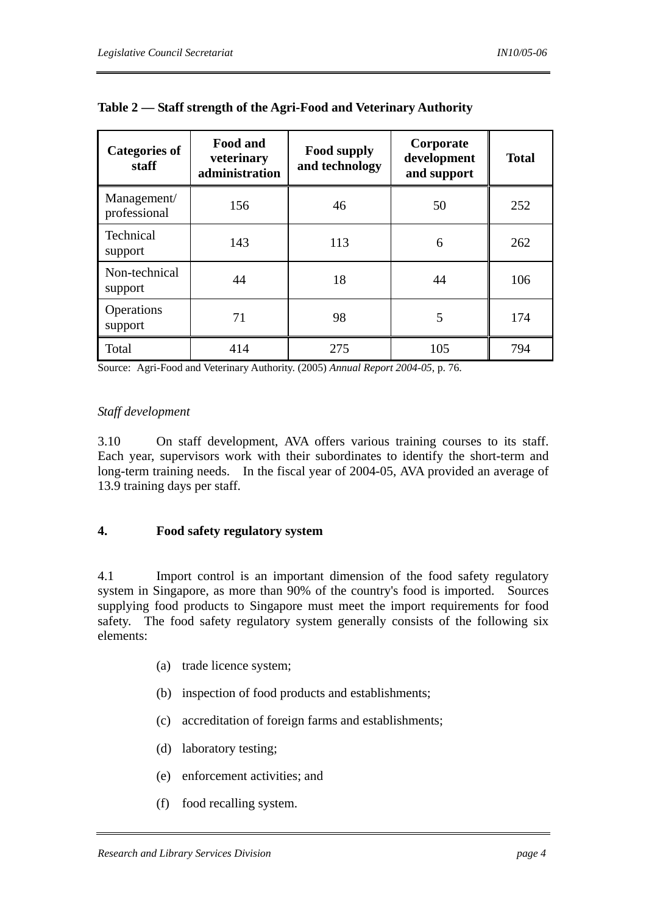**Table 2 — Staff strength of the Agri-Food and Veterinary Authority**

| Categories of staff | Food and veterinary administration | Food supply and technology | Corporate development and support | Total |
|---|---|---|---|---|
| Management/ professional | 156 | 46 | 50 | 252 |
| Technical support | 143 | 113 | 6 | 262 |
| Non-technical support | 44 | 18 | 44 | 106 |
| Operations support | 71 | 98 | 5 | 174 |
| Total | 414 | 275 | 105 | 794 |

Source: Agri-Food and Veterinary Authority. (2005) *Annual Report 2004-05*, p. 76.

*Staff development*

3.10 On staff development, AVA offers various training courses to its staff. Each year, supervisors work with their subordinates to identify the short-term and long-term training needs. In the fiscal year of 2004-05, AVA provided an average of 13.9 training days per staff.

## 4. Food safety regulatory system

4.1 Import control is an important dimension of the food safety regulatory system in Singapore, as more than 90% of the country's food is imported. Sources supplying food products to Singapore must meet the import requirements for food safety. The food safety regulatory system generally consists of the following six elements:

(a) trade licence system;

(b) inspection of food products and establishments;

(c) accreditation of foreign farms and establishments;

(d) laboratory testing;

(e) enforcement activities; and

(f) food recalling system.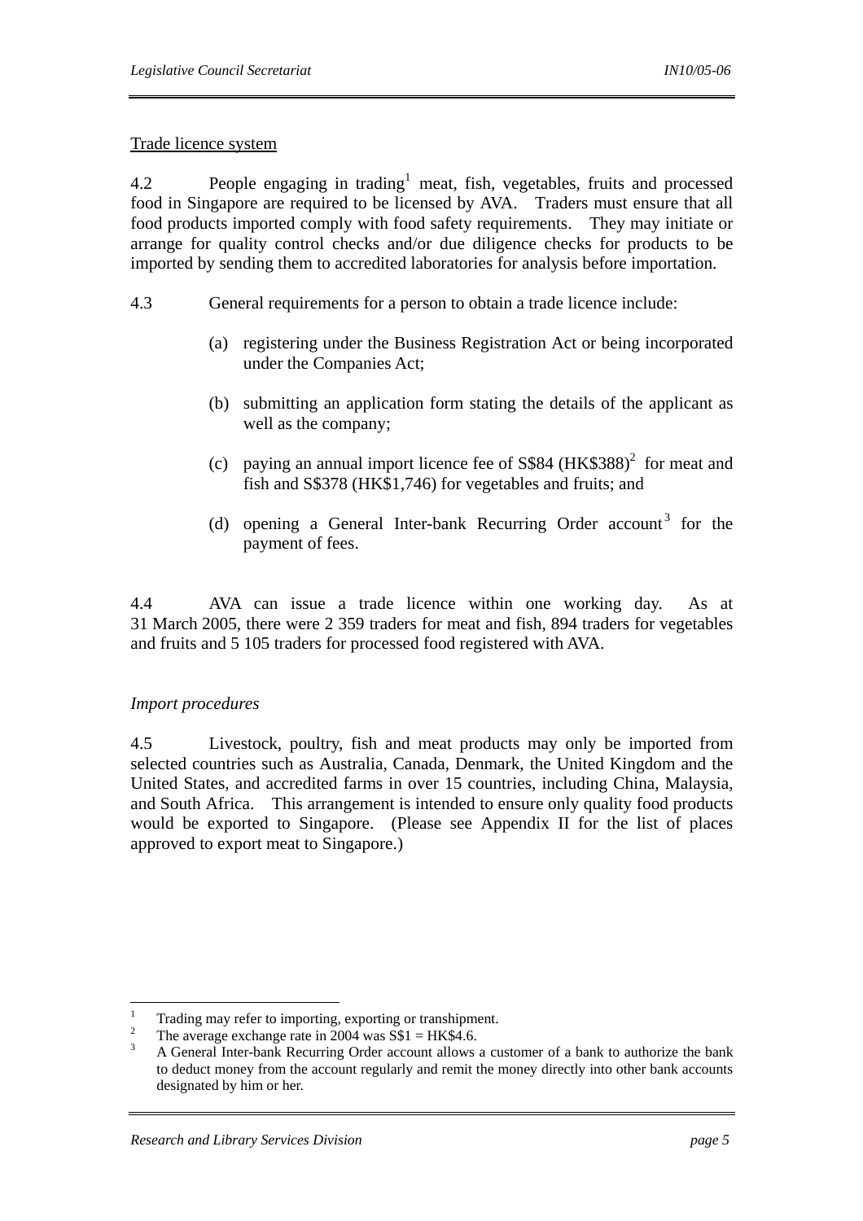Trade licence system

4.2 People engaging in trading[1] meat, fish, vegetables, fruits and processed food in Singapore are required to be licensed by AVA. Traders must ensure that all food products imported comply with food safety requirements. They may initiate or arrange for quality control checks and/or due diligence checks for products to be imported by sending them to accredited laboratories for analysis before importation.

4.3 General requirements for a person to obtain a trade licence include:

(a) registering under the Business Registration Act or being incorporated under the Companies Act;

(b) submitting an application form stating the details of the applicant as well as the company;

(c) paying an annual import licence fee of S$84 (HK$388)[2] for meat and fish and S$378 (HK$1,746) for vegetables and fruits; and

(d) opening a General Inter-bank Recurring Order account[3] for the payment of fees.

4.4 AVA can issue a trade licence within one working day. As at 31 March 2005, there were 2 359 traders for meat and fish, 894 traders for vegetables and fruits and 5 105 traders for processed food registered with AVA.

*Import procedures*

4.5 Livestock, poultry, fish and meat products may only be imported from selected countries such as Australia, Canada, Denmark, the United Kingdom and the United States, and accredited farms in over 15 countries, including China, Malaysia, and South Africa. This arrangement is intended to ensure only quality food products would be exported to Singapore. (Please see Appendix II for the list of places approved to export meat to Singapore.)

---

[1] Trading may refer to importing, exporting or transhipment.

[2] The average exchange rate in 2004 was S$1 = HK$4.6.

[3] A General Inter-bank Recurring Order account allows a customer of a bank to authorize the bank to deduct money from the account regularly and remit the money directly into other bank accounts designated by him or her.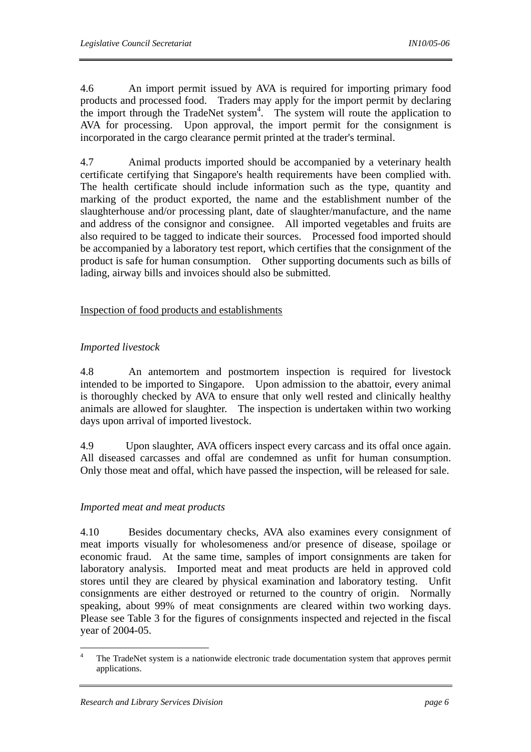4.6 An import permit issued by AVA is required for importing primary food products and processed food. Traders may apply for the import permit by declaring the import through the TradeNet system[4]. The system will route the application to AVA for processing. Upon approval, the import permit for the consignment is incorporated in the cargo clearance permit printed at the trader's terminal.

4.7 Animal products imported should be accompanied by a veterinary health certificate certifying that Singapore's health requirements have been complied with. The health certificate should include information such as the type, quantity and marking of the product exported, the name and the establishment number of the slaughterhouse and/or processing plant, date of slaughter/manufacture, and the name and address of the consignor and consignee. All imported vegetables and fruits are also required to be tagged to indicate their sources. Processed food imported should be accompanied by a laboratory test report, which certifies that the consignment of the product is safe for human consumption. Other supporting documents such as bills of lading, airway bills and invoices should also be submitted.

<u>Inspection of food products and establishments</u>

*Imported livestock*

4.8 An antemortem and postmortem inspection is required for livestock intended to be imported to Singapore. Upon admission to the abattoir, every animal is thoroughly checked by AVA to ensure that only well rested and clinically healthy animals are allowed for slaughter. The inspection is undertaken within two working days upon arrival of imported livestock.

4.9 Upon slaughter, AVA officers inspect every carcass and its offal once again. All diseased carcasses and offal are condemned as unfit for human consumption. Only those meat and offal, which have passed the inspection, will be released for sale.

*Imported meat and meat products*

4.10 Besides documentary checks, AVA also examines every consignment of meat imports visually for wholesomeness and/or presence of disease, spoilage or economic fraud. At the same time, samples of import consignments are taken for laboratory analysis. Imported meat and meat products are held in approved cold stores until they are cleared by physical examination and laboratory testing. Unfit consignments are either destroyed or returned to the country of origin. Normally speaking, about 99% of meat consignments are cleared within two working days. Please see Table 3 for the figures of consignments inspected and rejected in the fiscal year of 2004-05.

---

[4] The TradeNet system is a nationwide electronic trade documentation system that approves permit applications.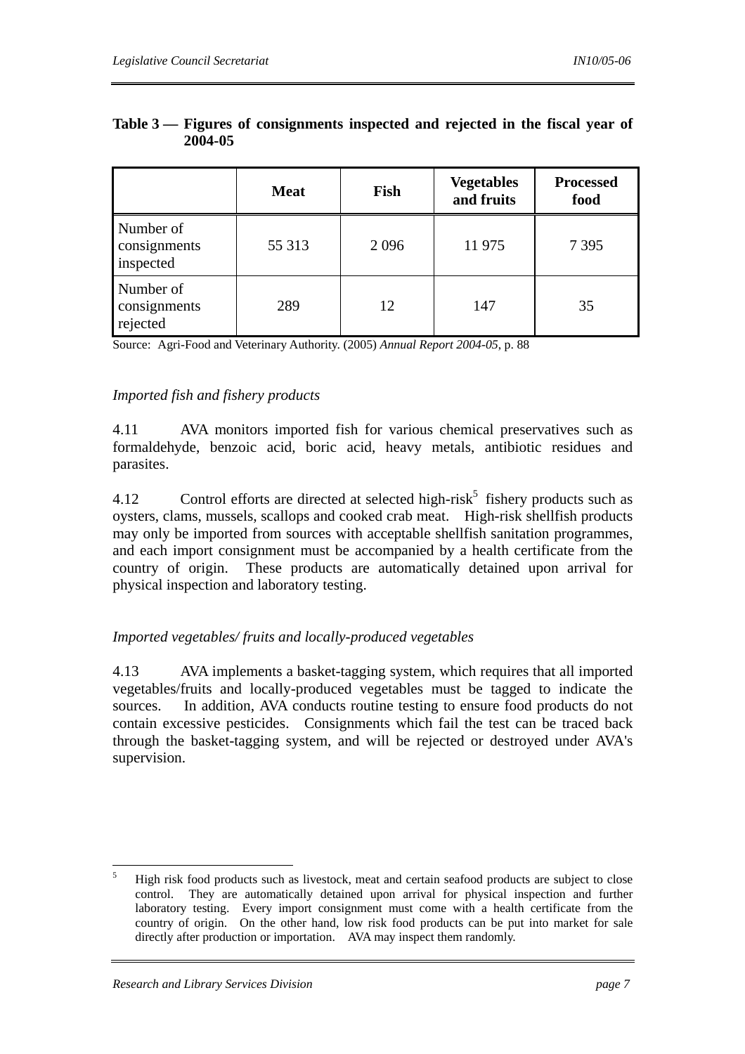**Table 3 — Figures of consignments inspected and rejected in the fiscal year of 2004-05**

| | Meat | Fish | Vegetables and fruits | Processed food |
|---|---|---|---|---|
| Number of consignments inspected | 55 313 | 2 096 | 11 975 | 7 395 |
| Number of consignments rejected | 289 | 12 | 147 | 35 |

Source: Agri-Food and Veterinary Authority. (2005) *Annual Report 2004-05*, p. 88

*Imported fish and fishery products*

4.11 AVA monitors imported fish for various chemical preservatives such as formaldehyde, benzoic acid, boric acid, heavy metals, antibiotic residues and parasites.

4.12 Control efforts are directed at selected high-risk[5] fishery products such as oysters, clams, mussels, scallops and cooked crab meat. High-risk shellfish products may only be imported from sources with acceptable shellfish sanitation programmes, and each import consignment must be accompanied by a health certificate from the country of origin. These products are automatically detained upon arrival for physical inspection and laboratory testing.

*Imported vegetables/ fruits and locally-produced vegetables*

4.13 AVA implements a basket-tagging system, which requires that all imported vegetables/fruits and locally-produced vegetables must be tagged to indicate the sources. In addition, AVA conducts routine testing to ensure food products do not contain excessive pesticides. Consignments which fail the test can be traced back through the basket-tagging system, and will be rejected or destroyed under AVA's supervision.

---

[5] High risk food products such as livestock, meat and certain seafood products are subject to close control. They are automatically detained upon arrival for physical inspection and further laboratory testing. Every import consignment must come with a health certificate from the country of origin. On the other hand, low risk food products can be put into market for sale directly after production or importation. AVA may inspect them randomly.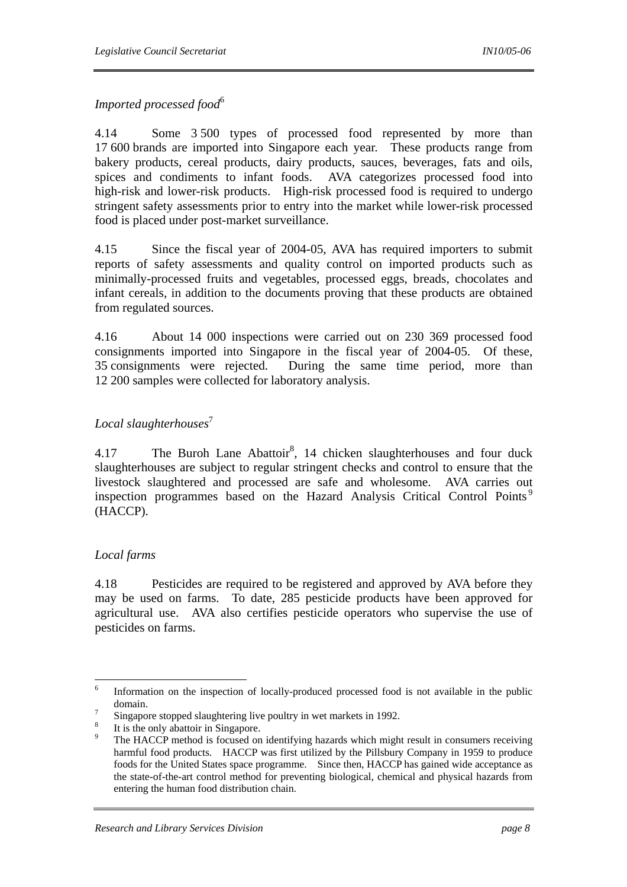*Imported processed food*[6]

4.14 Some 3 500 types of processed food represented by more than 17 600 brands are imported into Singapore each year. These products range from bakery products, cereal products, dairy products, sauces, beverages, fats and oils, spices and condiments to infant foods. AVA categorizes processed food into high-risk and lower-risk products. High-risk processed food is required to undergo stringent safety assessments prior to entry into the market while lower-risk processed food is placed under post-market surveillance.

4.15 Since the fiscal year of 2004-05, AVA has required importers to submit reports of safety assessments and quality control on imported products such as minimally-processed fruits and vegetables, processed eggs, breads, chocolates and infant cereals, in addition to the documents proving that these products are obtained from regulated sources.

4.16 About 14 000 inspections were carried out on 230 369 processed food consignments imported into Singapore in the fiscal year of 2004-05. Of these, 35 consignments were rejected. During the same time period, more than 12 200 samples were collected for laboratory analysis.

*Local slaughterhouses*[7]

4.17 The Buroh Lane Abattoir[8], 14 chicken slaughterhouses and four duck slaughterhouses are subject to regular stringent checks and control to ensure that the livestock slaughtered and processed are safe and wholesome. AVA carries out inspection programmes based on the Hazard Analysis Critical Control Points[9] (HACCP).

*Local farms*

4.18 Pesticides are required to be registered and approved by AVA before they may be used on farms. To date, 285 pesticide products have been approved for agricultural use. AVA also certifies pesticide operators who supervise the use of pesticides on farms.

---

[6] Information on the inspection of locally-produced processed food is not available in the public domain.

[7] Singapore stopped slaughtering live poultry in wet markets in 1992.

[8] It is the only abattoir in Singapore.

[9] The HACCP method is focused on identifying hazards which might result in consumers receiving harmful food products. HACCP was first utilized by the Pillsbury Company in 1959 to produce foods for the United States space programme. Since then, HACCP has gained wide acceptance as the state-of-the-art control method for preventing biological, chemical and physical hazards from entering the human food distribution chain.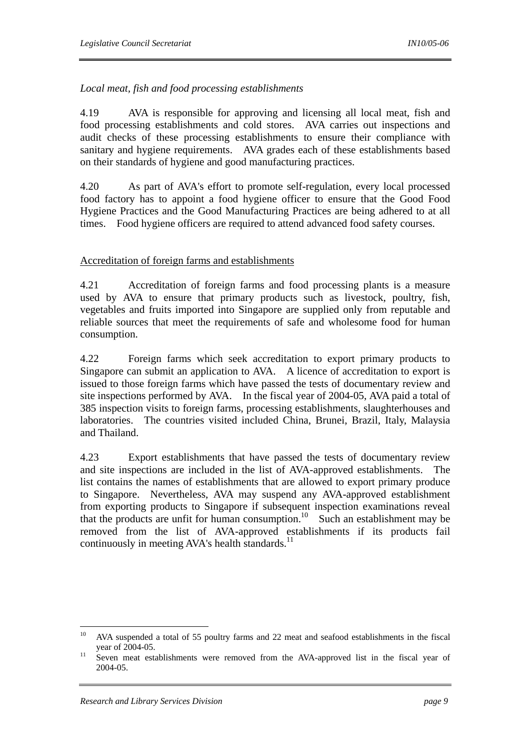*Local meat, fish and food processing establishments*

4.19 AVA is responsible for approving and licensing all local meat, fish and food processing establishments and cold stores. AVA carries out inspections and audit checks of these processing establishments to ensure their compliance with sanitary and hygiene requirements. AVA grades each of these establishments based on their standards of hygiene and good manufacturing practices.

4.20 As part of AVA's effort to promote self-regulation, every local processed food factory has to appoint a food hygiene officer to ensure that the Good Food Hygiene Practices and the Good Manufacturing Practices are being adhered to at all times. Food hygiene officers are required to attend advanced food safety courses.

<u>Accreditation of foreign farms and establishments</u>

4.21 Accreditation of foreign farms and food processing plants is a measure used by AVA to ensure that primary products such as livestock, poultry, fish, vegetables and fruits imported into Singapore are supplied only from reputable and reliable sources that meet the requirements of safe and wholesome food for human consumption.

4.22 Foreign farms which seek accreditation to export primary products to Singapore can submit an application to AVA. A licence of accreditation to export is issued to those foreign farms which have passed the tests of documentary review and site inspections performed by AVA. In the fiscal year of 2004-05, AVA paid a total of 385 inspection visits to foreign farms, processing establishments, slaughterhouses and laboratories. The countries visited included China, Brunei, Brazil, Italy, Malaysia and Thailand.

4.23 Export establishments that have passed the tests of documentary review and site inspections are included in the list of AVA-approved establishments. The list contains the names of establishments that are allowed to export primary produce to Singapore. Nevertheless, AVA may suspend any AVA-approved establishment from exporting products to Singapore if subsequent inspection examinations reveal that the products are unfit for human consumption.[10] Such an establishment may be removed from the list of AVA-approved establishments if its products fail continuously in meeting AVA's health standards.[11]

---

[10] AVA suspended a total of 55 poultry farms and 22 meat and seafood establishments in the fiscal year of 2004-05.

[11] Seven meat establishments were removed from the AVA-approved list in the fiscal year of 2004-05.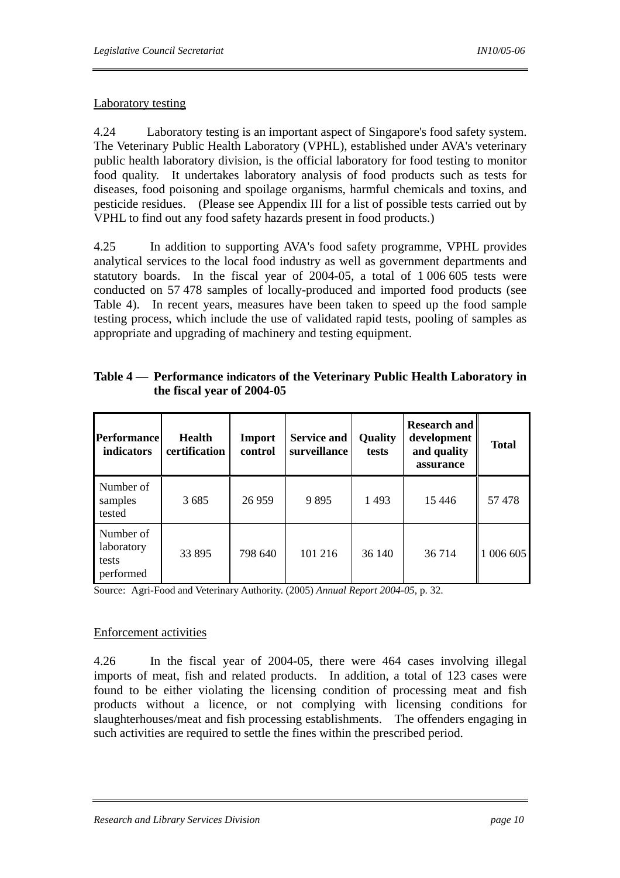Laboratory testing

4.24 Laboratory testing is an important aspect of Singapore's food safety system. The Veterinary Public Health Laboratory (VPHL), established under AVA's veterinary public health laboratory division, is the official laboratory for food testing to monitor food quality. It undertakes laboratory analysis of food products such as tests for diseases, food poisoning and spoilage organisms, harmful chemicals and toxins, and pesticide residues. (Please see Appendix III for a list of possible tests carried out by VPHL to find out any food safety hazards present in food products.)

4.25 In addition to supporting AVA's food safety programme, VPHL provides analytical services to the local food industry as well as government departments and statutory boards. In the fiscal year of 2004-05, a total of 1 006 605 tests were conducted on 57 478 samples of locally-produced and imported food products (see Table 4). In recent years, measures have been taken to speed up the food sample testing process, which include the use of validated rapid tests, pooling of samples as appropriate and upgrading of machinery and testing equipment.

**Table 4 — Performance indicators of the Veterinary Public Health Laboratory in the fiscal year of 2004-05**

| Performance indicators | Health certification | Import control | Service and surveillance | Quality tests | Research and development and quality assurance | Total |
|---|---|---|---|---|---|---|
| Number of samples tested | 3 685 | 26 959 | 9 895 | 1 493 | 15 446 | 57 478 |
| Number of laboratory tests performed | 33 895 | 798 640 | 101 216 | 36 140 | 36 714 | 1 006 605 |

Source: Agri-Food and Veterinary Authority. (2005) *Annual Report 2004-05*, p. 32.

Enforcement activities

4.26 In the fiscal year of 2004-05, there were 464 cases involving illegal imports of meat, fish and related products. In addition, a total of 123 cases were found to be either violating the licensing condition of processing meat and fish products without a licence, or not complying with licensing conditions for slaughterhouses/meat and fish processing establishments. The offenders engaging in such activities are required to settle the fines within the prescribed period.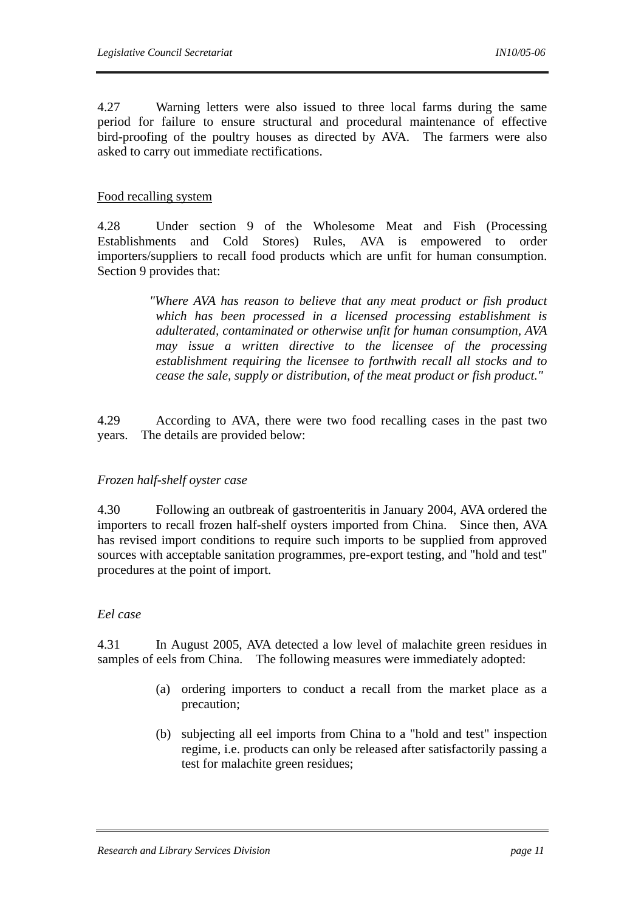4.27 Warning letters were also issued to three local farms during the same period for failure to ensure structural and procedural maintenance of effective bird-proofing of the poultry houses as directed by AVA. The farmers were also asked to carry out immediate rectifications.

<u>Food recalling system</u>

4.28 Under section 9 of the Wholesome Meat and Fish (Processing Establishments and Cold Stores) Rules, AVA is empowered to order importers/suppliers to recall food products which are unfit for human consumption. Section 9 provides that:

> *"Where AVA has reason to believe that any meat product or fish product which has been processed in a licensed processing establishment is adulterated, contaminated or otherwise unfit for human consumption, AVA may issue a written directive to the licensee of the processing establishment requiring the licensee to forthwith recall all stocks and to cease the sale, supply or distribution, of the meat product or fish product."*

4.29 According to AVA, there were two food recalling cases in the past two years. The details are provided below:

*Frozen half-shelf oyster case*

4.30 Following an outbreak of gastroenteritis in January 2004, AVA ordered the importers to recall frozen half-shelf oysters imported from China. Since then, AVA has revised import conditions to require such imports to be supplied from approved sources with acceptable sanitation programmes, pre-export testing, and "hold and test" procedures at the point of import.

*Eel case*

4.31 In August 2005, AVA detected a low level of malachite green residues in samples of eels from China. The following measures were immediately adopted:

(a) ordering importers to conduct a recall from the market place as a precaution;

(b) subjecting all eel imports from China to a "hold and test" inspection regime, i.e. products can only be released after satisfactorily passing a test for malachite green residues;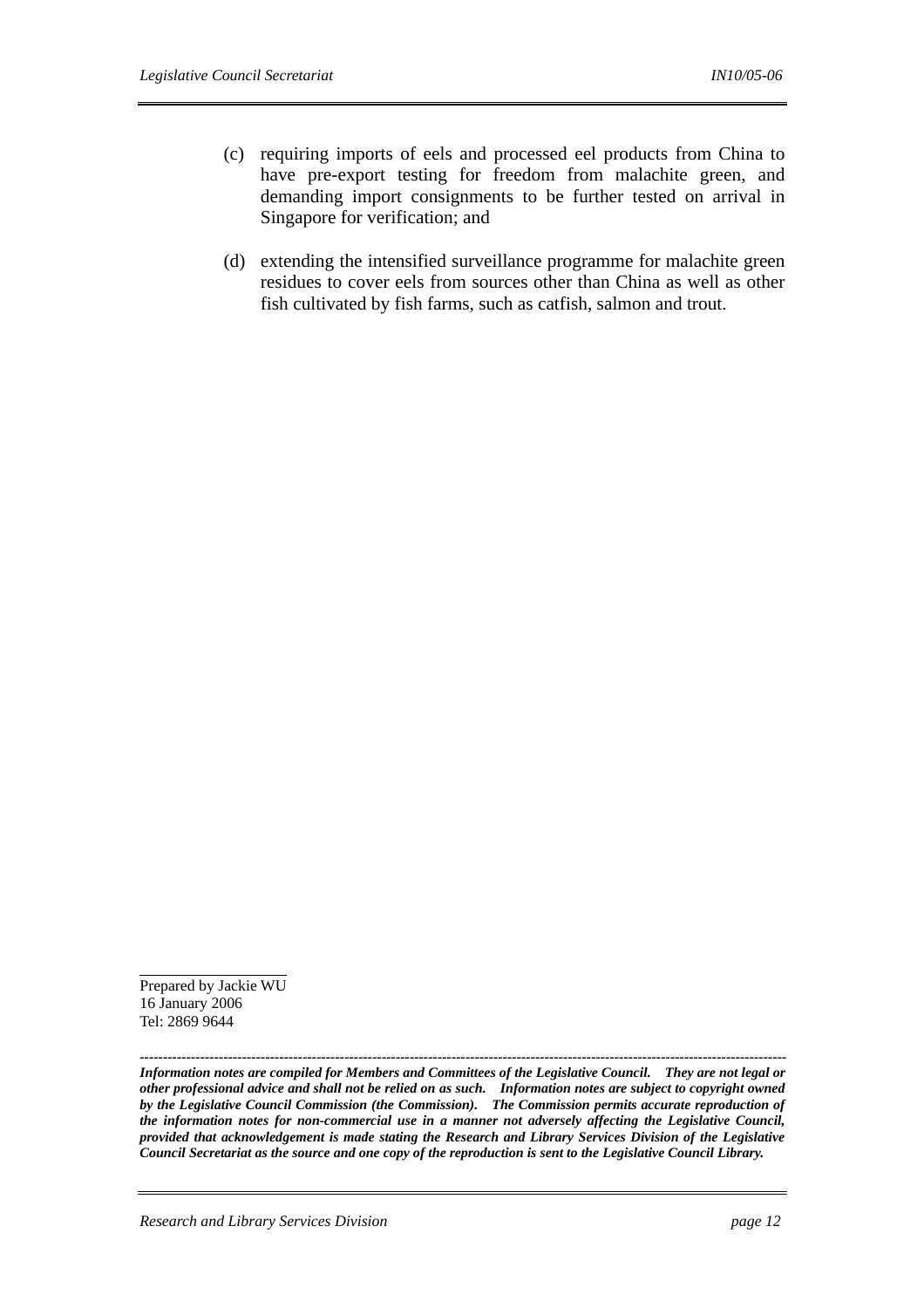(c) requiring imports of eels and processed eel products from China to have pre-export testing for freedom from malachite green, and demanding import consignments to be further tested on arrival in Singapore for verification; and

(d) extending the intensified surveillance programme for malachite green residues to cover eels from sources other than China as well as other fish cultivated by fish farms, such as catfish, salmon and trout.

Prepared by Jackie WU
16 January 2006
Tel: 2869 9644

---

***Information notes are compiled for Members and Committees of the Legislative Council. They are not legal or other professional advice and shall not be relied on as such. Information notes are subject to copyright owned by the Legislative Council Commission (the Commission). The Commission permits accurate reproduction of the information notes for non-commercial use in a manner not adversely affecting the Legislative Council, provided that acknowledgement is made stating the Research and Library Services Division of the Legislative Council Secretariat as the source and one copy of the reproduction is sent to the Legislative Council Library.***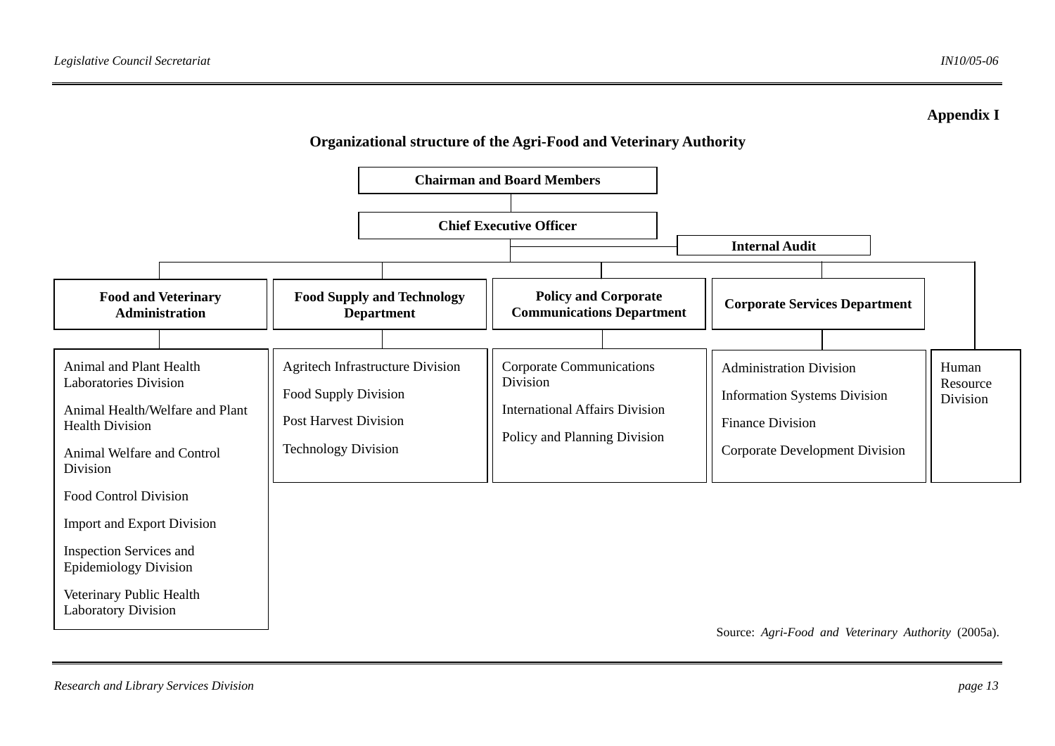**Appendix I**

## Organizational structure of the Agri-Food and Veterinary Authority

- **Chairman and Board Members**
  - **Chief Executive Officer**
    - **Internal Audit**
    - **Food and Veterinary Administration**
      - Animal and Plant Health Laboratories Division
      - Animal Health/Welfare and Plant Health Division
      - Animal Welfare and Control Division
      - Food Control Division
      - Import and Export Division
      - Inspection Services and Epidemiology Division
      - Veterinary Public Health Laboratory Division
    - **Food Supply and Technology Department**
      - Agritech Infrastructure Division
      - Food Supply Division
      - Post Harvest Division
      - Technology Division
    - **Policy and Corporate Communications Department**
      - Corporate Communications Division
      - International Affairs Division
      - Policy and Planning Division
    - **Corporate Services Department**
      - Administration Division
      - Information Systems Division
      - Finance Division
      - Corporate Development Division
    - Human Resource Division

Source: *Agri-Food and Veterinary Authority* (2005a).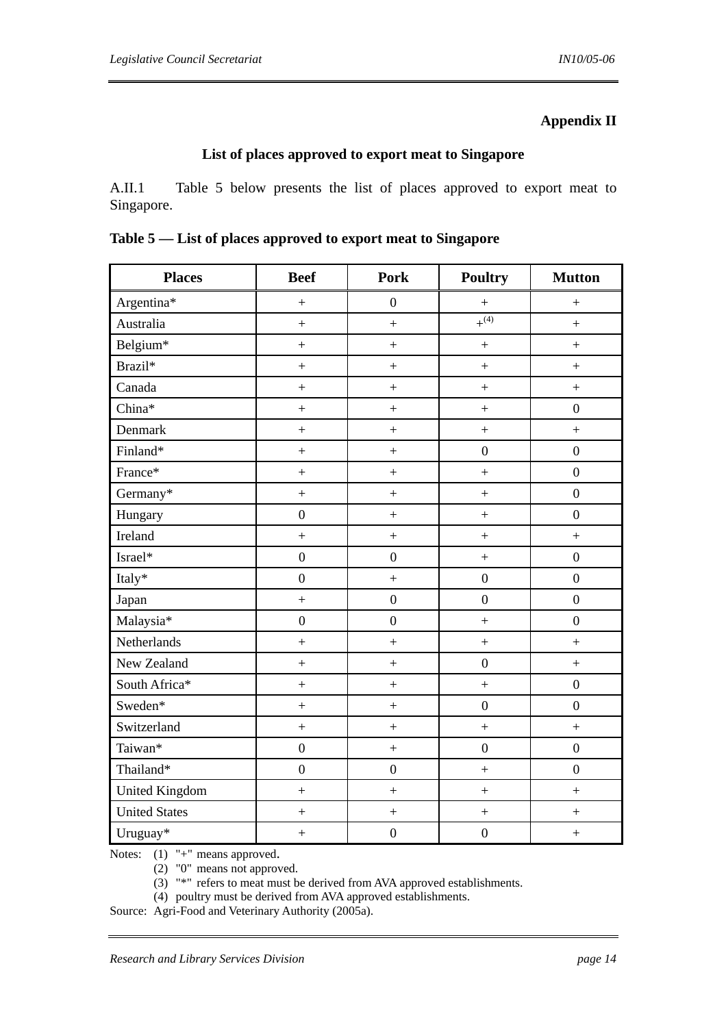**Appendix II**

## List of places approved to export meat to Singapore

A.II.1 Table 5 below presents the list of places approved to export meat to Singapore.

**Table 5 — List of places approved to export meat to Singapore**

| Places | Beef | Pork | Poultry | Mutton |
|---|---|---|---|---|
| Argentina* | + | 0 | + | + |
| Australia | + | + | +(4) | + |
| Belgium* | + | + | + | + |
| Brazil* | + | + | + | + |
| Canada | + | + | + | + |
| China* | + | + | + | 0 |
| Denmark | + | + | + | + |
| Finland* | + | + | 0 | 0 |
| France* | + | + | + | 0 |
| Germany* | + | + | + | 0 |
| Hungary | 0 | + | + | 0 |
| Ireland | + | + | + | + |
| Israel* | 0 | 0 | + | 0 |
| Italy* | 0 | + | 0 | 0 |
| Japan | + | 0 | 0 | 0 |
| Malaysia* | 0 | 0 | + | 0 |
| Netherlands | + | + | + | + |
| New Zealand | + | + | 0 | + |
| South Africa* | + | + | + | 0 |
| Sweden* | + | + | 0 | 0 |
| Switzerland | + | + | + | + |
| Taiwan* | 0 | + | 0 | 0 |
| Thailand* | 0 | 0 | + | 0 |
| United Kingdom | + | + | + | + |
| United States | + | + | + | + |
| Uruguay* | + | 0 | 0 | + |

Notes: (1) "+" means approved.
(2) "0" means not approved.
(3) "*" refers to meat must be derived from AVA approved establishments.
(4) poultry must be derived from AVA approved establishments.

Source: Agri-Food and Veterinary Authority (2005a).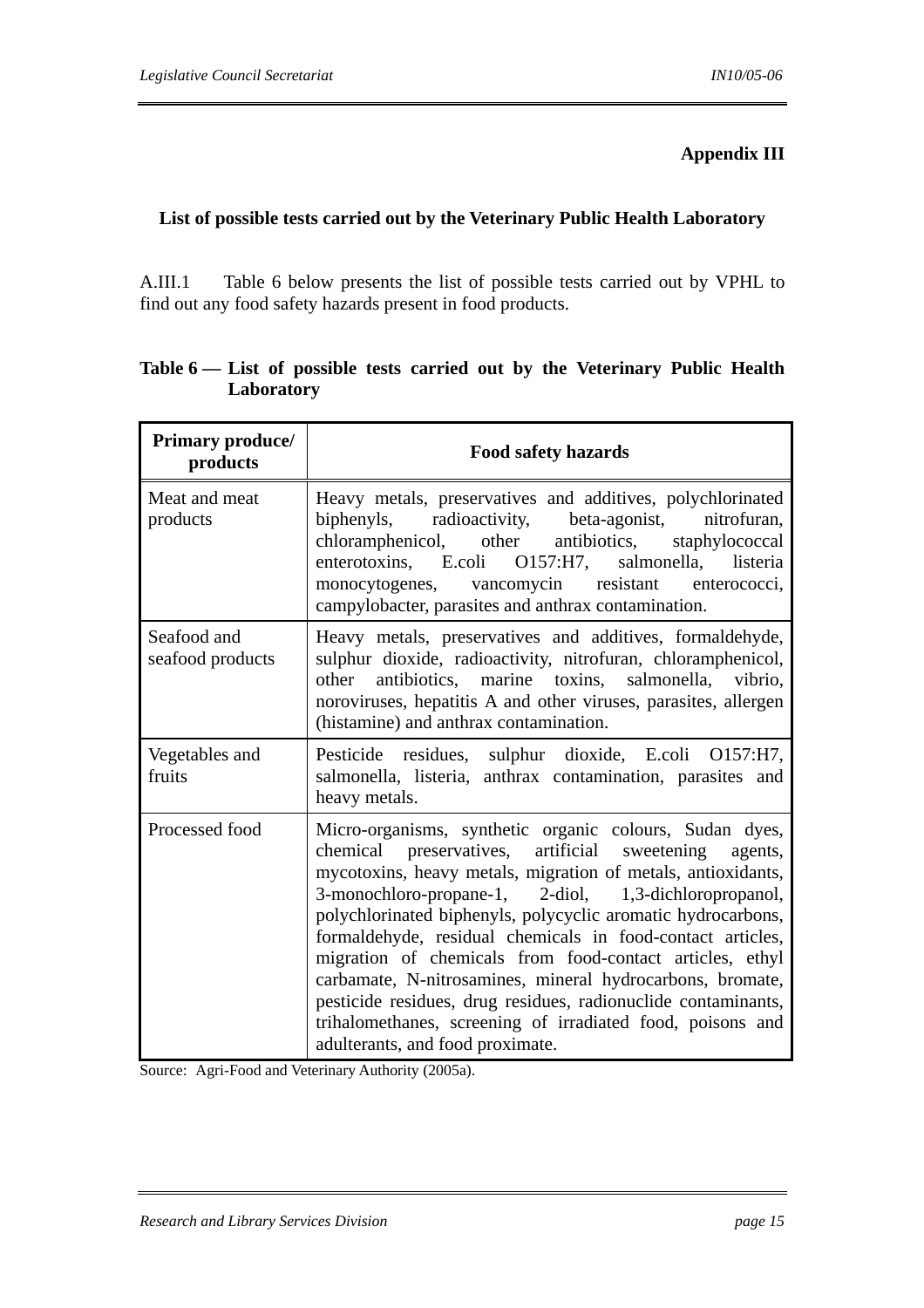**Appendix III**

## List of possible tests carried out by the Veterinary Public Health Laboratory

A.III.1 Table 6 below presents the list of possible tests carried out by VPHL to find out any food safety hazards present in food products.

**Table 6 — List of possible tests carried out by the Veterinary Public Health Laboratory**

| Primary produce/ products | Food safety hazards |
|---|---|
| Meat and meat products | Heavy metals, preservatives and additives, polychlorinated biphenyls, radioactivity, beta-agonist, nitrofuran, chloramphenicol, other antibiotics, staphylococcal enterotoxins, E.coli O157:H7, salmonella, listeria monocytogenes, vancomycin resistant enterococci, campylobacter, parasites and anthrax contamination. |
| Seafood and seafood products | Heavy metals, preservatives and additives, formaldehyde, sulphur dioxide, radioactivity, nitrofuran, chloramphenicol, other antibiotics, marine toxins, salmonella, vibrio, noroviruses, hepatitis A and other viruses, parasites, allergen (histamine) and anthrax contamination. |
| Vegetables and fruits | Pesticide residues, sulphur dioxide, E.coli O157:H7, salmonella, listeria, anthrax contamination, parasites and heavy metals. |
| Processed food | Micro-organisms, synthetic organic colours, Sudan dyes, chemical preservatives, artificial sweetening agents, mycotoxins, heavy metals, migration of metals, antioxidants, 3-monochloro-propane-1, 2-diol, 1,3-dichloropropanol, polychlorinated biphenyls, polycyclic aromatic hydrocarbons, formaldehyde, residual chemicals in food-contact articles, migration of chemicals from food-contact articles, ethyl carbamate, N-nitrosamines, mineral hydrocarbons, bromate, pesticide residues, drug residues, radionuclide contaminants, trihalomethanes, screening of irradiated food, poisons and adulterants, and food proximate. |

Source: Agri-Food and Veterinary Authority (2005a).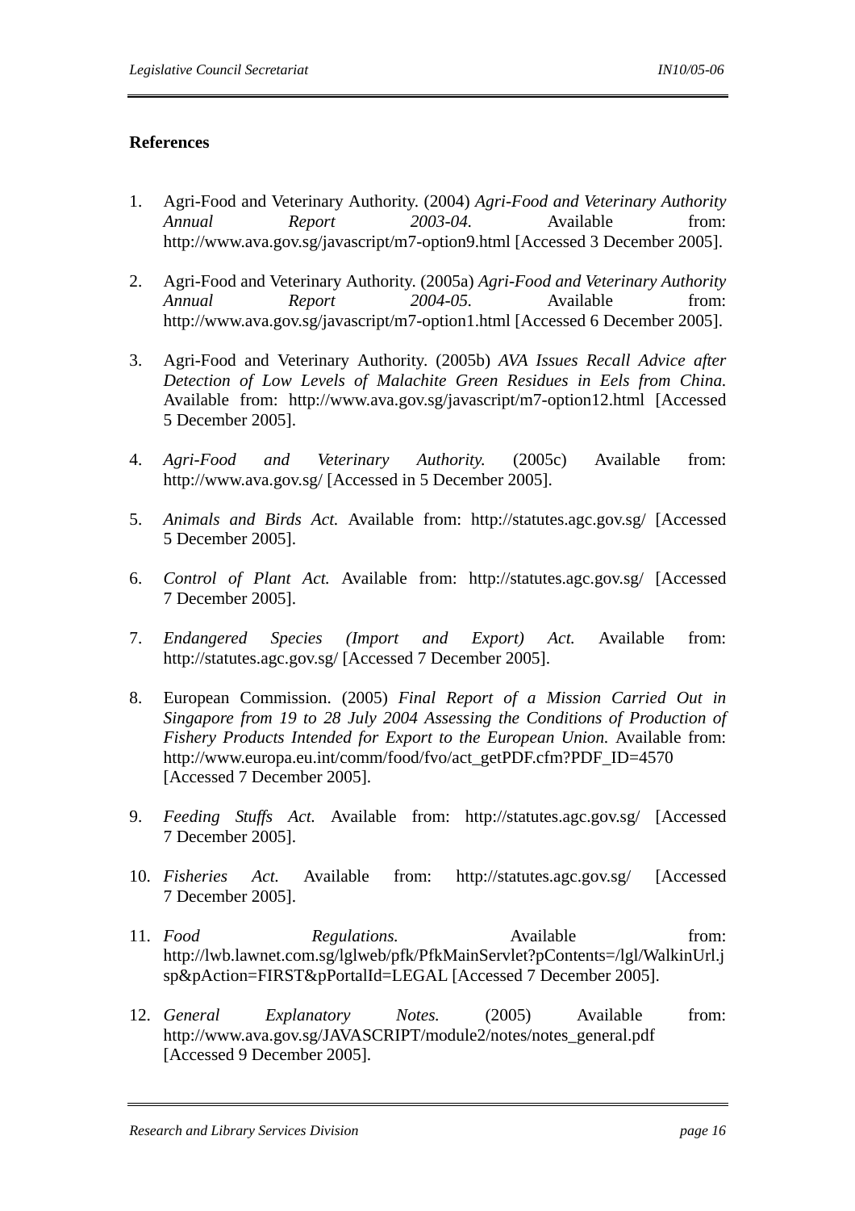**References**

1. Agri-Food and Veterinary Authority. (2004) *Agri-Food and Veterinary Authority Annual Report 2003-04*. Available from: http://www.ava.gov.sg/javascript/m7-option9.html [Accessed 3 December 2005].

2. Agri-Food and Veterinary Authority. (2005a) *Agri-Food and Veterinary Authority Annual Report 2004-05*. Available from: http://www.ava.gov.sg/javascript/m7-option1.html [Accessed 6 December 2005].

3. Agri-Food and Veterinary Authority. (2005b) *AVA Issues Recall Advice after Detection of Low Levels of Malachite Green Residues in Eels from China.* Available from: http://www.ava.gov.sg/javascript/m7-option12.html [Accessed 5 December 2005].

4. *Agri-Food and Veterinary Authority.* (2005c) Available from: http://www.ava.gov.sg/ [Accessed in 5 December 2005].

5. *Animals and Birds Act.* Available from: http://statutes.agc.gov.sg/ [Accessed 5 December 2005].

6. *Control of Plant Act.* Available from: http://statutes.agc.gov.sg/ [Accessed 7 December 2005].

7. *Endangered Species (Import and Export) Act.* Available from: http://statutes.agc.gov.sg/ [Accessed 7 December 2005].

8. European Commission. (2005) *Final Report of a Mission Carried Out in Singapore from 19 to 28 July 2004 Assessing the Conditions of Production of Fishery Products Intended for Export to the European Union.* Available from: http://www.europa.eu.int/comm/food/fvo/act_getPDF.cfm?PDF_ID=4570 [Accessed 7 December 2005].

9. *Feeding Stuffs Act.* Available from: http://statutes.agc.gov.sg/ [Accessed 7 December 2005].

10. *Fisheries Act.* Available from: http://statutes.agc.gov.sg/ [Accessed 7 December 2005].

11. *Food Regulations.* Available from: http://lwb.lawnet.com.sg/lglweb/pfk/PfkMainServlet?pContents=/lgl/WalkinUrl.jsp&pAction=FIRST&pPortalId=LEGAL [Accessed 7 December 2005].

12. *General Explanatory Notes.* (2005) Available from: http://www.ava.gov.sg/JAVASCRIPT/module2/notes/notes_general.pdf [Accessed 9 December 2005].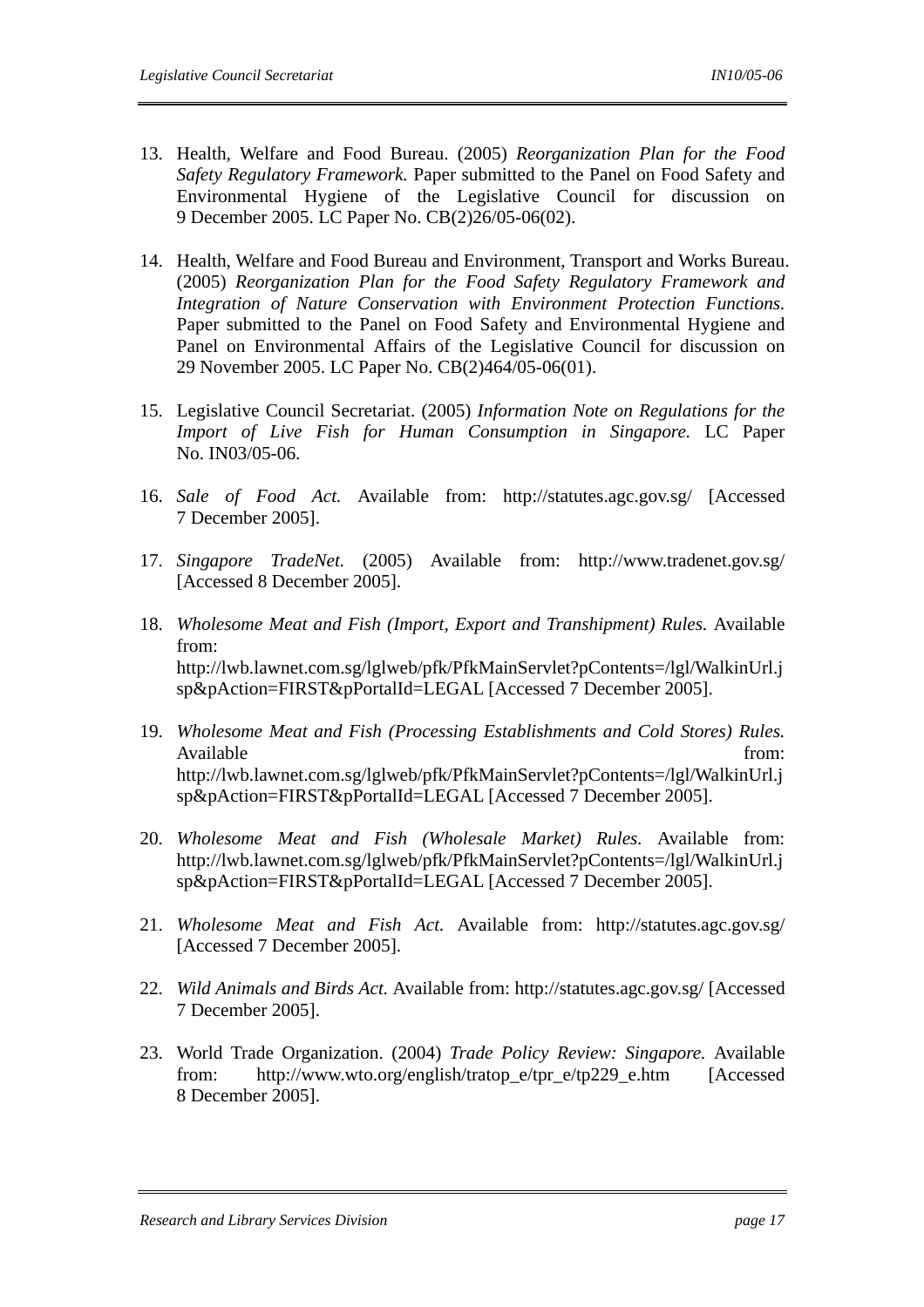13. Health, Welfare and Food Bureau. (2005) *Reorganization Plan for the Food Safety Regulatory Framework.* Paper submitted to the Panel on Food Safety and Environmental Hygiene of the Legislative Council for discussion on 9 December 2005. LC Paper No. CB(2)26/05-06(02).

14. Health, Welfare and Food Bureau and Environment, Transport and Works Bureau. (2005) *Reorganization Plan for the Food Safety Regulatory Framework and Integration of Nature Conservation with Environment Protection Functions.* Paper submitted to the Panel on Food Safety and Environmental Hygiene and Panel on Environmental Affairs of the Legislative Council for discussion on 29 November 2005. LC Paper No. CB(2)464/05-06(01).

15. Legislative Council Secretariat. (2005) *Information Note on Regulations for the Import of Live Fish for Human Consumption in Singapore.* LC Paper No. IN03/05-06.

16. *Sale of Food Act.* Available from: http://statutes.agc.gov.sg/ [Accessed 7 December 2005].

17. *Singapore TradeNet.* (2005) Available from: http://www.tradenet.gov.sg/ [Accessed 8 December 2005].

18. *Wholesome Meat and Fish (Import, Export and Transhipment) Rules.* Available from: http://lwb.lawnet.com.sg/lglweb/pfk/PfkMainServlet?pContents=/lgl/WalkinUrl.jsp&pAction=FIRST&pPortalId=LEGAL [Accessed 7 December 2005].

19. *Wholesome Meat and Fish (Processing Establishments and Cold Stores) Rules.* Available from: http://lwb.lawnet.com.sg/lglweb/pfk/PfkMainServlet?pContents=/lgl/WalkinUrl.jsp&pAction=FIRST&pPortalId=LEGAL [Accessed 7 December 2005].

20. *Wholesome Meat and Fish (Wholesale Market) Rules.* Available from: http://lwb.lawnet.com.sg/lglweb/pfk/PfkMainServlet?pContents=/lgl/WalkinUrl.jsp&pAction=FIRST&pPortalId=LEGAL [Accessed 7 December 2005].

21. *Wholesome Meat and Fish Act.* Available from: http://statutes.agc.gov.sg/ [Accessed 7 December 2005].

22. *Wild Animals and Birds Act.* Available from: http://statutes.agc.gov.sg/ [Accessed 7 December 2005].

23. World Trade Organization. (2004) *Trade Policy Review: Singapore.* Available from: http://www.wto.org/english/tratop_e/tpr_e/tp229_e.htm [Accessed 8 December 2005].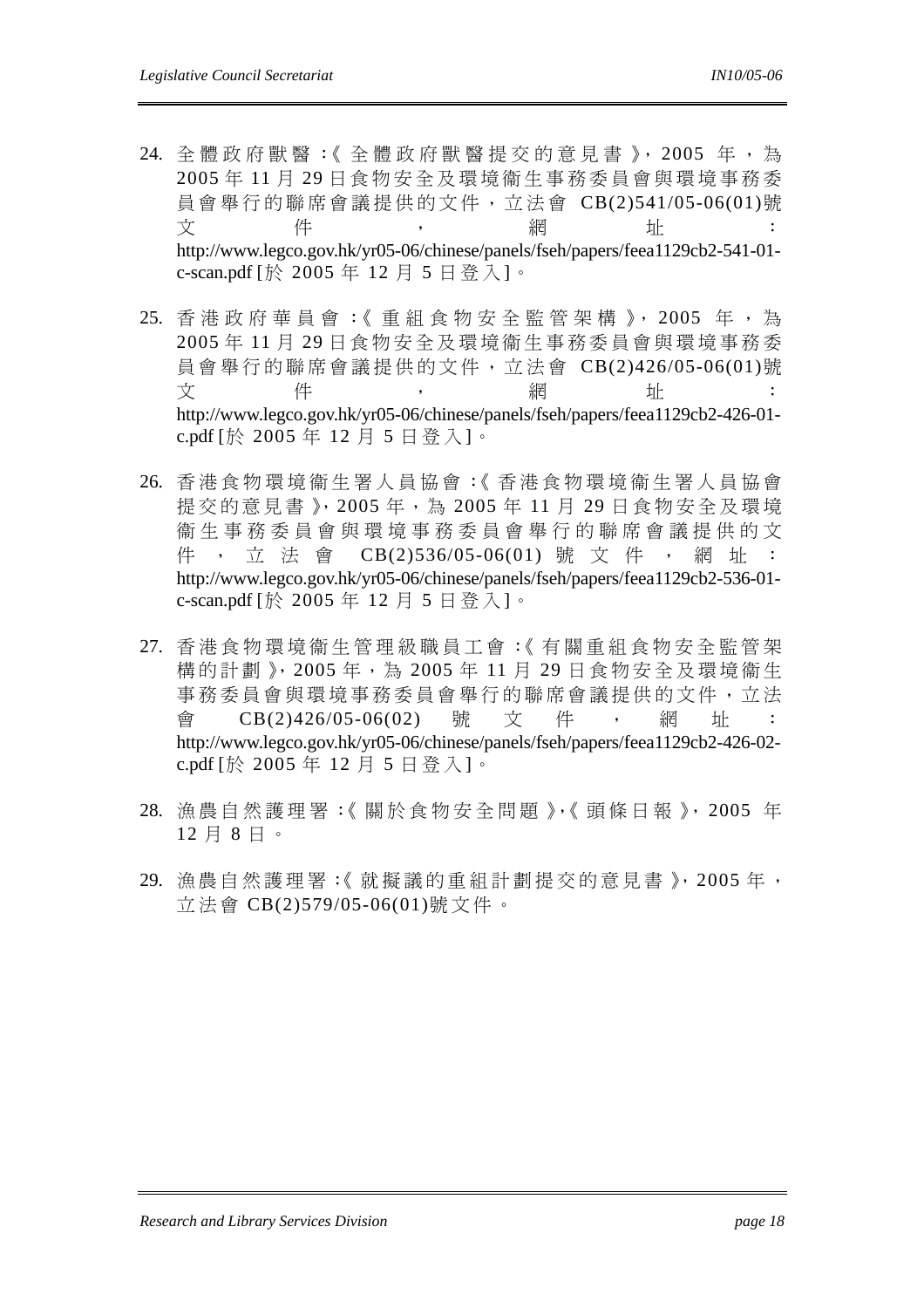24. 全體政府獸醫：《全體政府獸醫提交的意見書》，2005 年，為 2005 年 11 月 29 日食物安全及環境衞生事務委員會與環境事務委員會舉行的聯席會議提供的文件，立法會 CB(2)541/05-06(01)號文件，網址：http://www.legco.gov.hk/yr05-06/chinese/panels/fseh/papers/feea1129cb2-541-01-c-scan.pdf [於 2005 年 12 月 5 日登入]。

25. 香港政府華員會：《重組食物安全監管架構》，2005 年，為 2005 年 11 月 29 日食物安全及環境衞生事務委員會與環境事務委員會舉行的聯席會議提供的文件，立法會 CB(2)426/05-06(01)號文件，網址：http://www.legco.gov.hk/yr05-06/chinese/panels/fseh/papers/feea1129cb2-426-01-c.pdf [於 2005 年 12 月 5 日登入]。

26. 香港食物環境衞生署人員協會：《香港食物環境衞生署人員協會提交的意見書》，2005 年，為 2005 年 11 月 29 日食物安全及環境衞生事務委員會與環境事務委員會舉行的聯席會議提供的文件，立法會 CB(2)536/05-06(01)號文件，網址：http://www.legco.gov.hk/yr05-06/chinese/panels/fseh/papers/feea1129cb2-536-01-c-scan.pdf [於 2005 年 12 月 5 日登入]。

27. 香港食物環境衞生管理級職員工會：《有關重組食物安全監管架構的計劃》，2005 年，為 2005 年 11 月 29 日食物安全及環境衞生事務委員會與環境事務委員會舉行的聯席會議提供的文件，立法會 CB(2)426/05-06(02)號文件，網址：http://www.legco.gov.hk/yr05-06/chinese/panels/fseh/papers/feea1129cb2-426-02-c.pdf [於 2005 年 12 月 5 日登入]。

28. 漁農自然護理署：《關於食物安全問題》,《頭條日報》，2005 年 12 月 8 日。

29. 漁農自然護理署：《就擬議的重組計劃提交的意見書》，2005 年，立法會 CB(2)579/05-06(01)號文件。